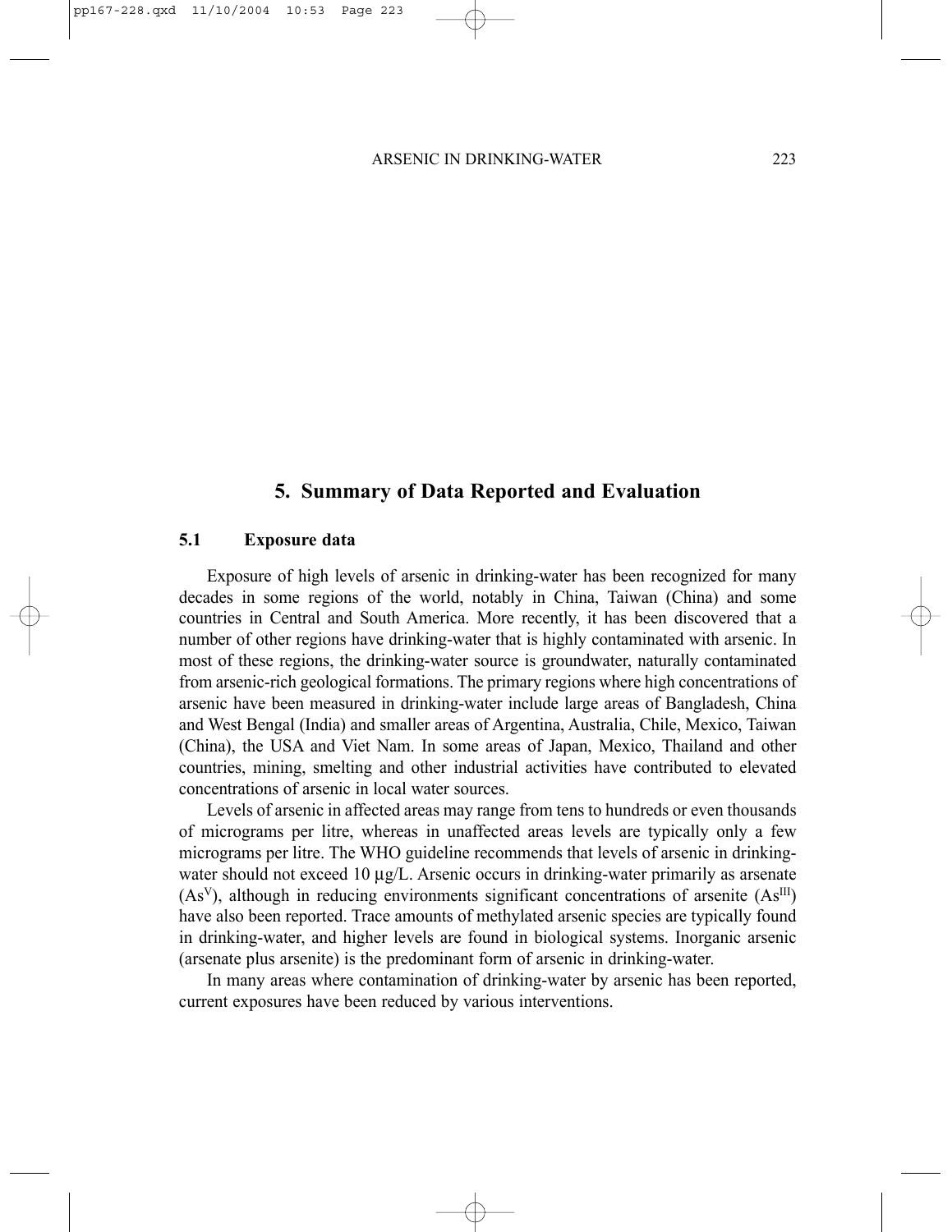# 5. Summary of Data Reported and Evaluation

## 5.1 Exposure data

Exposure of high levels of arsenic in drinking-water has been recognized for many decades in some regions of the world, notably in China, Taiwan (China) and some countries in Central and South America. More recently, it has been discovered that a number of other regions have drinking-water that is highly contaminated with arsenic. In most of these regions, the drinking-water source is groundwater, naturally contaminated from arsenic-rich geological formations. The primary regions where high concentrations of arsenic have been measured in drinking-water include large areas of Bangladesh, China and West Bengal (India) and smaller areas of Argentina, Australia, Chile, Mexico, Taiwan (China), the USA and Viet Nam. In some areas of Japan, Mexico, Thailand and other countries, mining, smelting and other industrial activities have contributed to elevated concentrations of arsenic in local water sources.

Levels of arsenic in affected areas may range from tens to hundreds or even thousands of micrograms per litre, whereas in unaffected areas levels are typically only a few micrograms per litre. The WHO guideline recommends that levels of arsenic in drinking-water should not exceed 10 µg/L. Arsenic occurs in drinking-water primarily as arsenate ($As^{V}$), although in reducing environments significant concentrations of arsenite ($As^{III}$) have also been reported. Trace amounts of methylated arsenic species are typically found in drinking-water, and higher levels are found in biological systems. Inorganic arsenic (arsenate plus arsenite) is the predominant form of arsenic in drinking-water.

In many areas where contamination of drinking-water by arsenic has been reported, current exposures have been reduced by various interventions.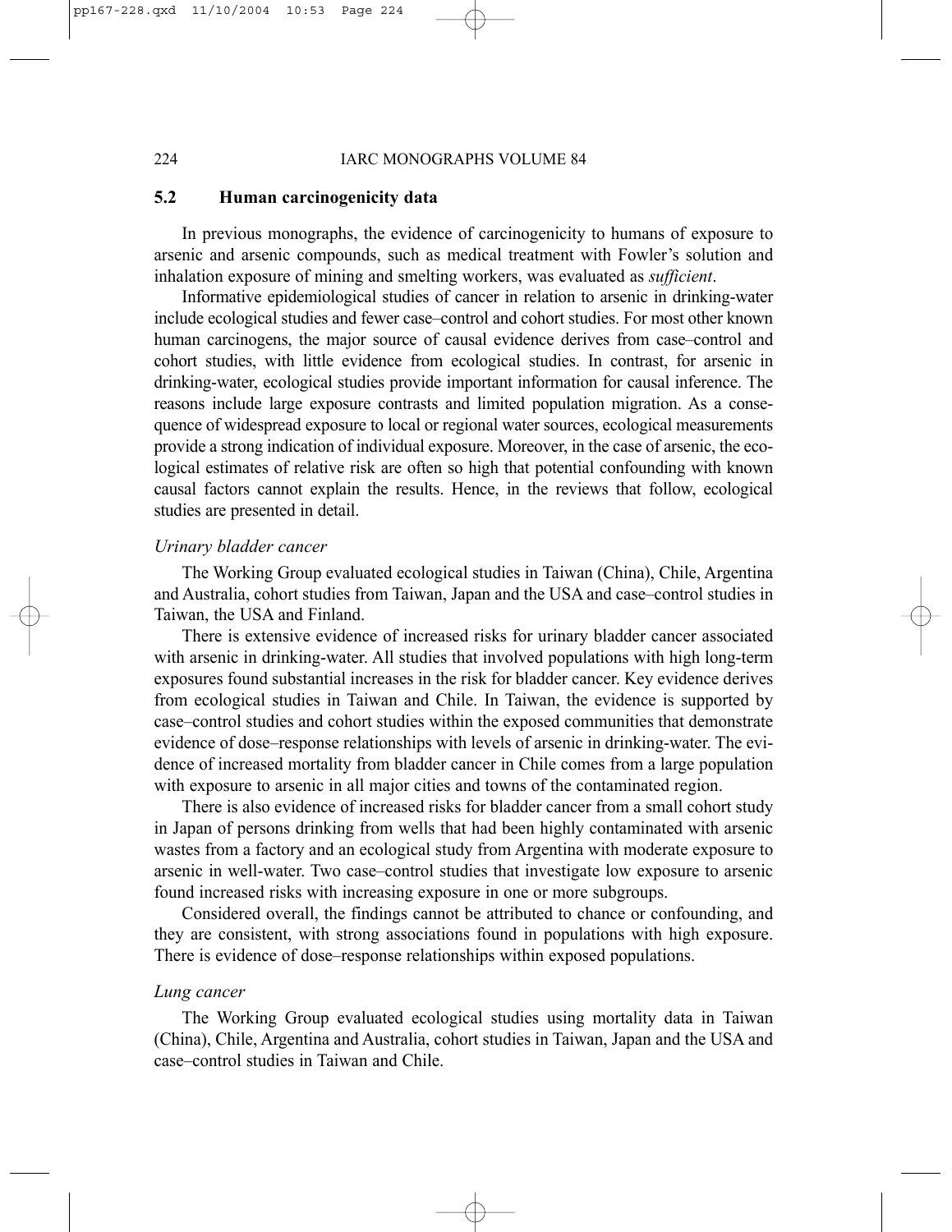## 5.2 Human carcinogenicity data

In previous monographs, the evidence of carcinogenicity to humans of exposure to arsenic and arsenic compounds, such as medical treatment with Fowler's solution and inhalation exposure of mining and smelting workers, was evaluated as *sufficient*.

Informative epidemiological studies of cancer in relation to arsenic in drinking-water include ecological studies and fewer case–control and cohort studies. For most other known human carcinogens, the major source of causal evidence derives from case–control and cohort studies, with little evidence from ecological studies. In contrast, for arsenic in drinking-water, ecological studies provide important information for causal inference. The reasons include large exposure contrasts and limited population migration. As a consequence of widespread exposure to local or regional water sources, ecological measurements provide a strong indication of individual exposure. Moreover, in the case of arsenic, the ecological estimates of relative risk are often so high that potential confounding with known causal factors cannot explain the results. Hence, in the reviews that follow, ecological studies are presented in detail.

*Urinary bladder cancer*

The Working Group evaluated ecological studies in Taiwan (China), Chile, Argentina and Australia, cohort studies from Taiwan, Japan and the USA and case–control studies in Taiwan, the USA and Finland.

There is extensive evidence of increased risks for urinary bladder cancer associated with arsenic in drinking-water. All studies that involved populations with high long-term exposures found substantial increases in the risk for bladder cancer. Key evidence derives from ecological studies in Taiwan and Chile. In Taiwan, the evidence is supported by case–control studies and cohort studies within the exposed communities that demonstrate evidence of dose–response relationships with levels of arsenic in drinking-water. The evidence of increased mortality from bladder cancer in Chile comes from a large population with exposure to arsenic in all major cities and towns of the contaminated region.

There is also evidence of increased risks for bladder cancer from a small cohort study in Japan of persons drinking from wells that had been highly contaminated with arsenic wastes from a factory and an ecological study from Argentina with moderate exposure to arsenic in well-water. Two case–control studies that investigate low exposure to arsenic found increased risks with increasing exposure in one or more subgroups.

Considered overall, the findings cannot be attributed to chance or confounding, and they are consistent, with strong associations found in populations with high exposure. There is evidence of dose–response relationships within exposed populations.

*Lung cancer*

The Working Group evaluated ecological studies using mortality data in Taiwan (China), Chile, Argentina and Australia, cohort studies in Taiwan, Japan and the USA and case–control studies in Taiwan and Chile.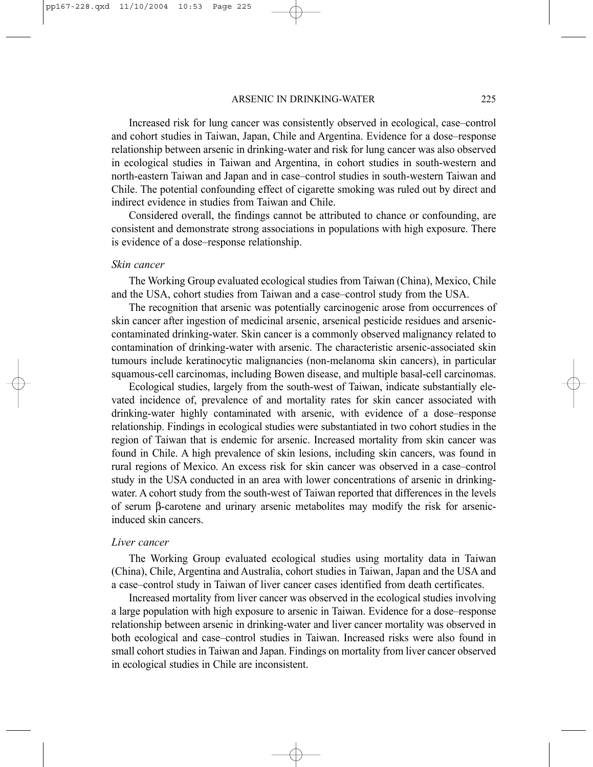Increased risk for lung cancer was consistently observed in ecological, case–control and cohort studies in Taiwan, Japan, Chile and Argentina. Evidence for a dose–response relationship between arsenic in drinking-water and risk for lung cancer was also observed in ecological studies in Taiwan and Argentina, in cohort studies in south-western and north-eastern Taiwan and Japan and in case–control studies in south-western Taiwan and Chile. The potential confounding effect of cigarette smoking was ruled out by direct and indirect evidence in studies from Taiwan and Chile.

Considered overall, the findings cannot be attributed to chance or confounding, are consistent and demonstrate strong associations in populations with high exposure. There is evidence of a dose–response relationship.

*Skin cancer*

The Working Group evaluated ecological studies from Taiwan (China), Mexico, Chile and the USA, cohort studies from Taiwan and a case–control study from the USA.

The recognition that arsenic was potentially carcinogenic arose from occurrences of skin cancer after ingestion of medicinal arsenic, arsenical pesticide residues and arsenic-contaminated drinking-water. Skin cancer is a commonly observed malignancy related to contamination of drinking-water with arsenic. The characteristic arsenic-associated skin tumours include keratinocytic malignancies (non-melanoma skin cancers), in particular squamous-cell carcinomas, including Bowen disease, and multiple basal-cell carcinomas.

Ecological studies, largely from the south-west of Taiwan, indicate substantially elevated incidence of, prevalence of and mortality rates for skin cancer associated with drinking-water highly contaminated with arsenic, with evidence of a dose–response relationship. Findings in ecological studies were substantiated in two cohort studies in the region of Taiwan that is endemic for arsenic. Increased mortality from skin cancer was found in Chile. A high prevalence of skin lesions, including skin cancers, was found in rural regions of Mexico. An excess risk for skin cancer was observed in a case–control study in the USA conducted in an area with lower concentrations of arsenic in drinking-water. A cohort study from the south-west of Taiwan reported that differences in the levels of serum β-carotene and urinary arsenic metabolites may modify the risk for arsenic-induced skin cancers.

*Liver cancer*

The Working Group evaluated ecological studies using mortality data in Taiwan (China), Chile, Argentina and Australia, cohort studies in Taiwan, Japan and the USA and a case–control study in Taiwan of liver cancer cases identified from death certificates.

Increased mortality from liver cancer was observed in the ecological studies involving a large population with high exposure to arsenic in Taiwan. Evidence for a dose–response relationship between arsenic in drinking-water and liver cancer mortality was observed in both ecological and case–control studies in Taiwan. Increased risks were also found in small cohort studies in Taiwan and Japan. Findings on mortality from liver cancer observed in ecological studies in Chile are inconsistent.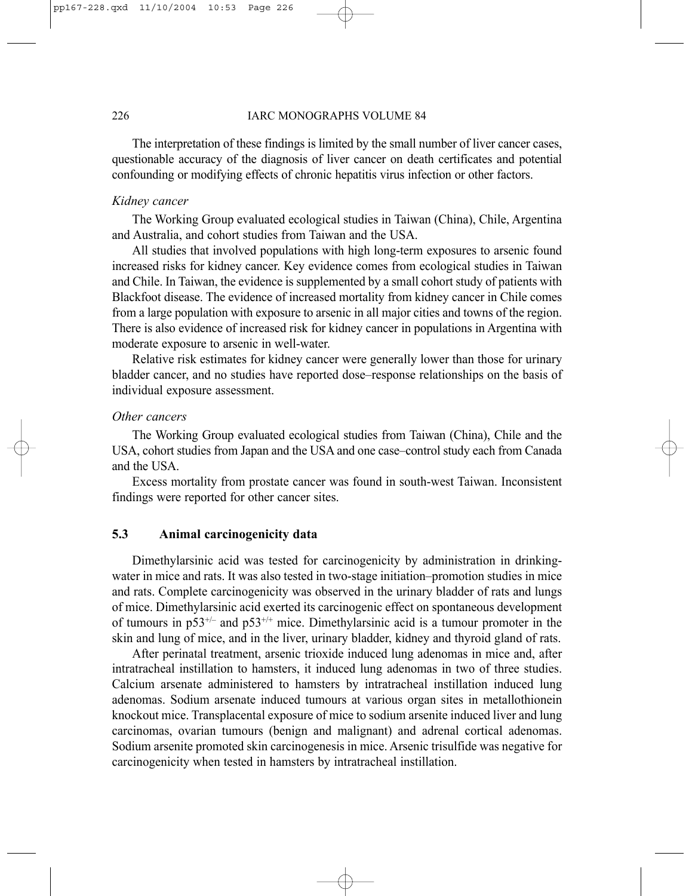The interpretation of these findings is limited by the small number of liver cancer cases, questionable accuracy of the diagnosis of liver cancer on death certificates and potential confounding or modifying effects of chronic hepatitis virus infection or other factors.

*Kidney cancer*

The Working Group evaluated ecological studies in Taiwan (China), Chile, Argentina and Australia, and cohort studies from Taiwan and the USA.

All studies that involved populations with high long-term exposures to arsenic found increased risks for kidney cancer. Key evidence comes from ecological studies in Taiwan and Chile. In Taiwan, the evidence is supplemented by a small cohort study of patients with Blackfoot disease. The evidence of increased mortality from kidney cancer in Chile comes from a large population with exposure to arsenic in all major cities and towns of the region. There is also evidence of increased risk for kidney cancer in populations in Argentina with moderate exposure to arsenic in well-water.

Relative risk estimates for kidney cancer were generally lower than those for urinary bladder cancer, and no studies have reported dose–response relationships on the basis of individual exposure assessment.

*Other cancers*

The Working Group evaluated ecological studies from Taiwan (China), Chile and the USA, cohort studies from Japan and the USA and one case–control study each from Canada and the USA.

Excess mortality from prostate cancer was found in south-west Taiwan. Inconsistent findings were reported for other cancer sites.

## 5.3 Animal carcinogenicity data

Dimethylarsinic acid was tested for carcinogenicity by administration in drinking-water in mice and rats. It was also tested in two-stage initiation–promotion studies in mice and rats. Complete carcinogenicity was observed in the urinary bladder of rats and lungs of mice. Dimethylarsinic acid exerted its carcinogenic effect on spontaneous development of tumours in $p53^{+/-}$ and $p53^{+/+}$ mice. Dimethylarsinic acid is a tumour promoter in the skin and lung of mice, and in the liver, urinary bladder, kidney and thyroid gland of rats.

After perinatal treatment, arsenic trioxide induced lung adenomas in mice and, after intratracheal instillation to hamsters, it induced lung adenomas in two of three studies. Calcium arsenate administered to hamsters by intratracheal instillation induced lung adenomas. Sodium arsenate induced tumours at various organ sites in metallothionein knockout mice. Transplacental exposure of mice to sodium arsenite induced liver and lung carcinomas, ovarian tumours (benign and malignant) and adrenal cortical adenomas. Sodium arsenite promoted skin carcinogenesis in mice. Arsenic trisulfide was negative for carcinogenicity when tested in hamsters by intratracheal instillation.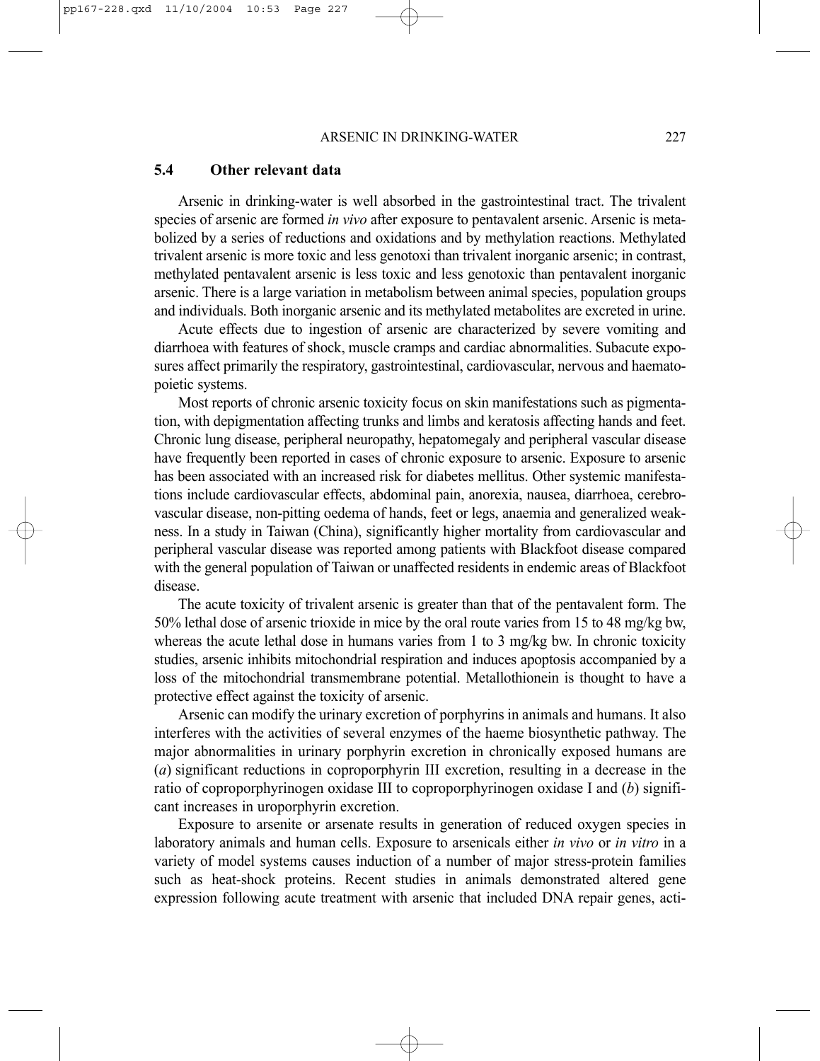## 5.4 Other relevant data

Arsenic in drinking-water is well absorbed in the gastrointestinal tract. The trivalent species of arsenic are formed *in vivo* after exposure to pentavalent arsenic. Arsenic is metabolized by a series of reductions and oxidations and by methylation reactions. Methylated trivalent arsenic is more toxic and less genotoxi than trivalent inorganic arsenic; in contrast, methylated pentavalent arsenic is less toxic and less genotoxic than pentavalent inorganic arsenic. There is a large variation in metabolism between animal species, population groups and individuals. Both inorganic arsenic and its methylated metabolites are excreted in urine.

Acute effects due to ingestion of arsenic are characterized by severe vomiting and diarrhoea with features of shock, muscle cramps and cardiac abnormalities. Subacute exposures affect primarily the respiratory, gastrointestinal, cardiovascular, nervous and haematopoietic systems.

Most reports of chronic arsenic toxicity focus on skin manifestations such as pigmentation, with depigmentation affecting trunks and limbs and keratosis affecting hands and feet. Chronic lung disease, peripheral neuropathy, hepatomegaly and peripheral vascular disease have frequently been reported in cases of chronic exposure to arsenic. Exposure to arsenic has been associated with an increased risk for diabetes mellitus. Other systemic manifestations include cardiovascular effects, abdominal pain, anorexia, nausea, diarrhoea, cerebrovascular disease, non-pitting oedema of hands, feet or legs, anaemia and generalized weakness. In a study in Taiwan (China), significantly higher mortality from cardiovascular and peripheral vascular disease was reported among patients with Blackfoot disease compared with the general population of Taiwan or unaffected residents in endemic areas of Blackfoot disease.

The acute toxicity of trivalent arsenic is greater than that of the pentavalent form. The 50% lethal dose of arsenic trioxide in mice by the oral route varies from 15 to 48 mg/kg bw, whereas the acute lethal dose in humans varies from 1 to 3 mg/kg bw. In chronic toxicity studies, arsenic inhibits mitochondrial respiration and induces apoptosis accompanied by a loss of the mitochondrial transmembrane potential. Metallothionein is thought to have a protective effect against the toxicity of arsenic.

Arsenic can modify the urinary excretion of porphyrins in animals and humans. It also interferes with the activities of several enzymes of the haeme biosynthetic pathway. The major abnormalities in urinary porphyrin excretion in chronically exposed humans are (*a*) significant reductions in coproporphyrin III excretion, resulting in a decrease in the ratio of coproporphyrinogen oxidase III to coproporphyrinogen oxidase I and (*b*) significant increases in uroporphyrin excretion.

Exposure to arsenite or arsenate results in generation of reduced oxygen species in laboratory animals and human cells. Exposure to arsenicals either *in vivo* or *in vitro* in a variety of model systems causes induction of a number of major stress-protein families such as heat-shock proteins. Recent studies in animals demonstrated altered gene expression following acute treatment with arsenic that included DNA repair genes, acti-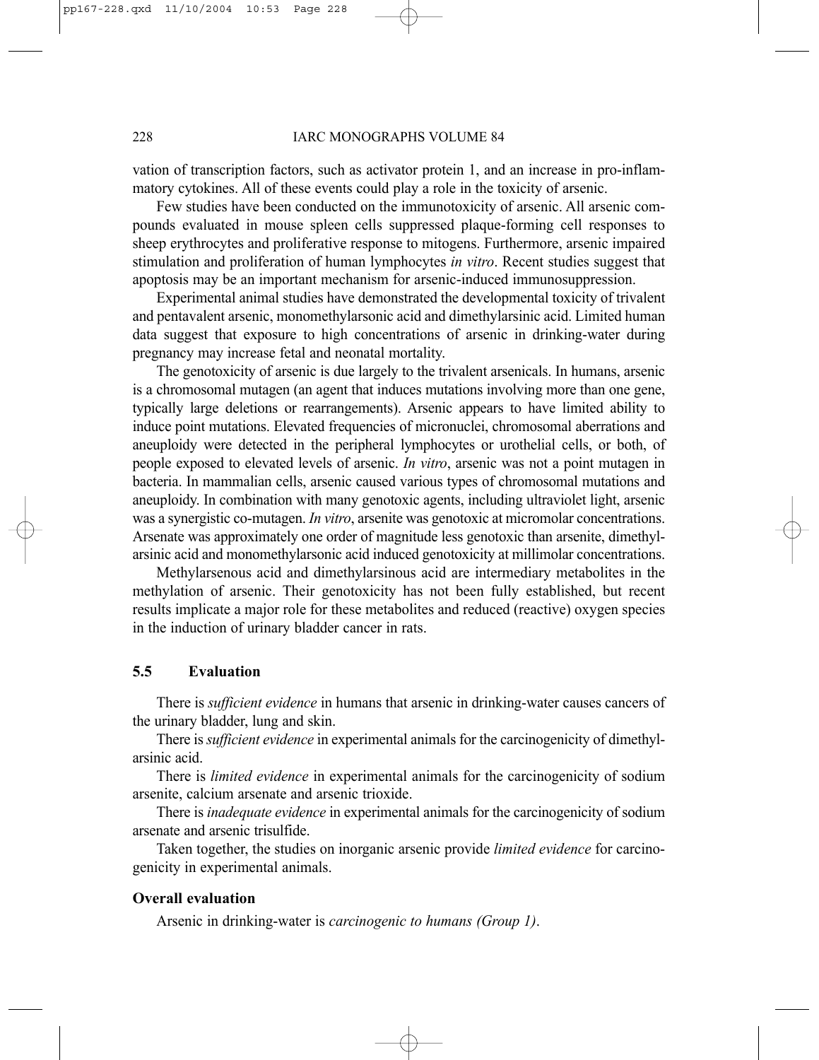vation of transcription factors, such as activator protein 1, and an increase in pro-inflammatory cytokines. All of these events could play a role in the toxicity of arsenic.

Few studies have been conducted on the immunotoxicity of arsenic. All arsenic compounds evaluated in mouse spleen cells suppressed plaque-forming cell responses to sheep erythrocytes and proliferative response to mitogens. Furthermore, arsenic impaired stimulation and proliferation of human lymphocytes *in vitro*. Recent studies suggest that apoptosis may be an important mechanism for arsenic-induced immunosuppression.

Experimental animal studies have demonstrated the developmental toxicity of trivalent and pentavalent arsenic, monomethylarsonic acid and dimethylarsinic acid. Limited human data suggest that exposure to high concentrations of arsenic in drinking-water during pregnancy may increase fetal and neonatal mortality.

The genotoxicity of arsenic is due largely to the trivalent arsenicals. In humans, arsenic is a chromosomal mutagen (an agent that induces mutations involving more than one gene, typically large deletions or rearrangements). Arsenic appears to have limited ability to induce point mutations. Elevated frequencies of micronuclei, chromosomal aberrations and aneuploidy were detected in the peripheral lymphocytes or urothelial cells, or both, of people exposed to elevated levels of arsenic. *In vitro*, arsenic was not a point mutagen in bacteria. In mammalian cells, arsenic caused various types of chromosomal mutations and aneuploidy. In combination with many genotoxic agents, including ultraviolet light, arsenic was a synergistic co-mutagen. *In vitro*, arsenite was genotoxic at micromolar concentrations. Arsenate was approximately one order of magnitude less genotoxic than arsenite, dimethylarsinic acid and monomethylarsonic acid induced genotoxicity at millimolar concentrations.

Methylarsenous acid and dimethylarsinous acid are intermediary metabolites in the methylation of arsenic. Their genotoxicity has not been fully established, but recent results implicate a major role for these metabolites and reduced (reactive) oxygen species in the induction of urinary bladder cancer in rats.

## 5.5 Evaluation

There is *sufficient evidence* in humans that arsenic in drinking-water causes cancers of the urinary bladder, lung and skin.

There is *sufficient evidence* in experimental animals for the carcinogenicity of dimethylarsinic acid.

There is *limited evidence* in experimental animals for the carcinogenicity of sodium arsenite, calcium arsenate and arsenic trioxide.

There is *inadequate evidence* in experimental animals for the carcinogenicity of sodium arsenate and arsenic trisulfide.

Taken together, the studies on inorganic arsenic provide *limited evidence* for carcinogenicity in experimental animals.

### Overall evaluation

Arsenic in drinking-water is *carcinogenic to humans (Group 1)*.